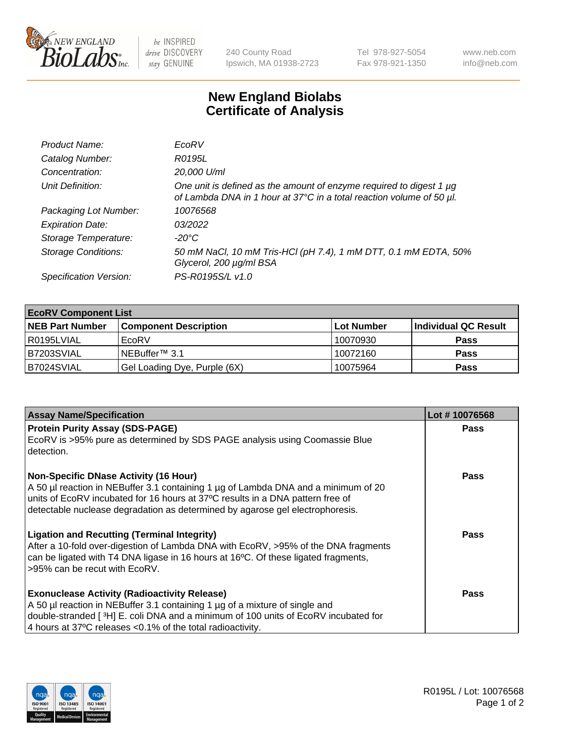New England BioLabs Inc. — be INSPIRED drive DISCOVERY stay GENUINE

240 County Road
Ipswich, MA 01938-2723

Tel 978-927-5054
Fax 978-921-1350

www.neb.com
info@neb.com

# New England Biolabs Certificate of Analysis

| | |
|---|---|
| *Product Name:* | *EcoRV* |
| *Catalog Number:* | *R0195L* |
| *Concentration:* | *20,000 U/ml* |
| *Unit Definition:* | *One unit is defined as the amount of enzyme required to digest 1 µg of Lambda DNA in 1 hour at 37°C in a total reaction volume of 50 µl.* |
| *Packaging Lot Number:* | *10076568* |
| *Expiration Date:* | *03/2022* |
| *Storage Temperature:* | *-20°C* |
| *Storage Conditions:* | *50 mM NaCl, 10 mM Tris-HCl (pH 7.4), 1 mM DTT, 0.1 mM EDTA, 50% Glycerol, 200 µg/ml BSA* |
| *Specification Version:* | *PS-R0195S/L v1.0* |

| **EcoRV Component List** | | | |
|---|---|---|---|
| **NEB Part Number** | **Component Description** | **Lot Number** | **Individual QC Result** |
| R0195LVIAL | EcoRV | 10070930 | **Pass** |
| B7203SVIAL | NEBuffer™ 3.1 | 10072160 | **Pass** |
| B7024SVIAL | Gel Loading Dye, Purple (6X) | 10075964 | **Pass** |

| **Assay Name/Specification** | **Lot # 10076568** |
|---|---|
| **Protein Purity Assay (SDS-PAGE)**<br>EcoRV is >95% pure as determined by SDS PAGE analysis using Coomassie Blue detection. | **Pass** |
| **Non-Specific DNase Activity (16 Hour)**<br>A 50 µl reaction in NEBuffer 3.1 containing 1 µg of Lambda DNA and a minimum of 20 units of EcoRV incubated for 16 hours at 37ºC results in a DNA pattern free of detectable nuclease degradation as determined by agarose gel electrophoresis. | **Pass** |
| **Ligation and Recutting (Terminal Integrity)**<br>After a 10-fold over-digestion of Lambda DNA with EcoRV, >95% of the DNA fragments can be ligated with T4 DNA ligase in 16 hours at 16ºC. Of these ligated fragments, >95% can be recut with EcoRV. | **Pass** |
| **Exonuclease Activity (Radioactivity Release)**<br>A 50 µl reaction in NEBuffer 3.1 containing 1 µg of a mixture of single and double-stranded [ $^3$H] E. coli DNA and a minimum of 100 units of EcoRV incubated for 4 hours at 37ºC releases <0.1% of the total radioactivity. | **Pass** |

R0195L / Lot: 10076568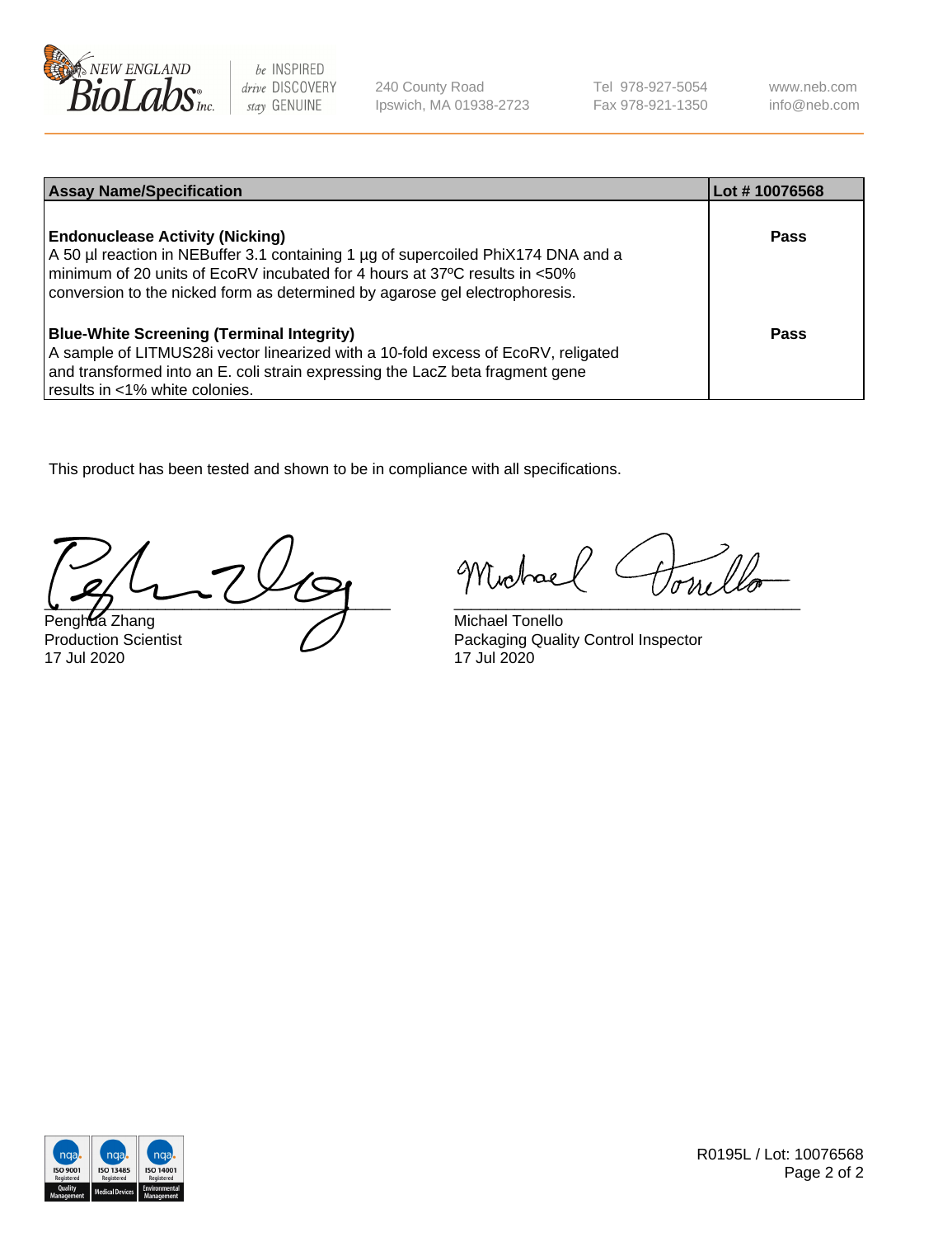240 County Road
Ipswich, MA 01938-2723

Tel 978-927-5054
Fax 978-921-1350

www.neb.com
info@neb.com

| Assay Name/Specification | Lot # 10076568 |
|---|---|
| **Endonuclease Activity (Nicking)**<br>A 50 µl reaction in NEBuffer 3.1 containing 1 µg of supercoiled PhiX174 DNA and a minimum of 20 units of EcoRV incubated for 4 hours at 37ºC results in <50% conversion to the nicked form as determined by agarose gel electrophoresis. | **Pass** |
| **Blue-White Screening (Terminal Integrity)**<br>A sample of LITMUS28i vector linearized with a 10-fold excess of EcoRV, religated and transformed into an E. coli strain expressing the LacZ beta fragment gene results in <1% white colonies. | **Pass** |

This product has been tested and shown to be in compliance with all specifications.

Penghua Zhang
Production Scientist
17 Jul 2020

Michael Tonello
Packaging Quality Control Inspector
17 Jul 2020

R0195L / Lot: 10076568